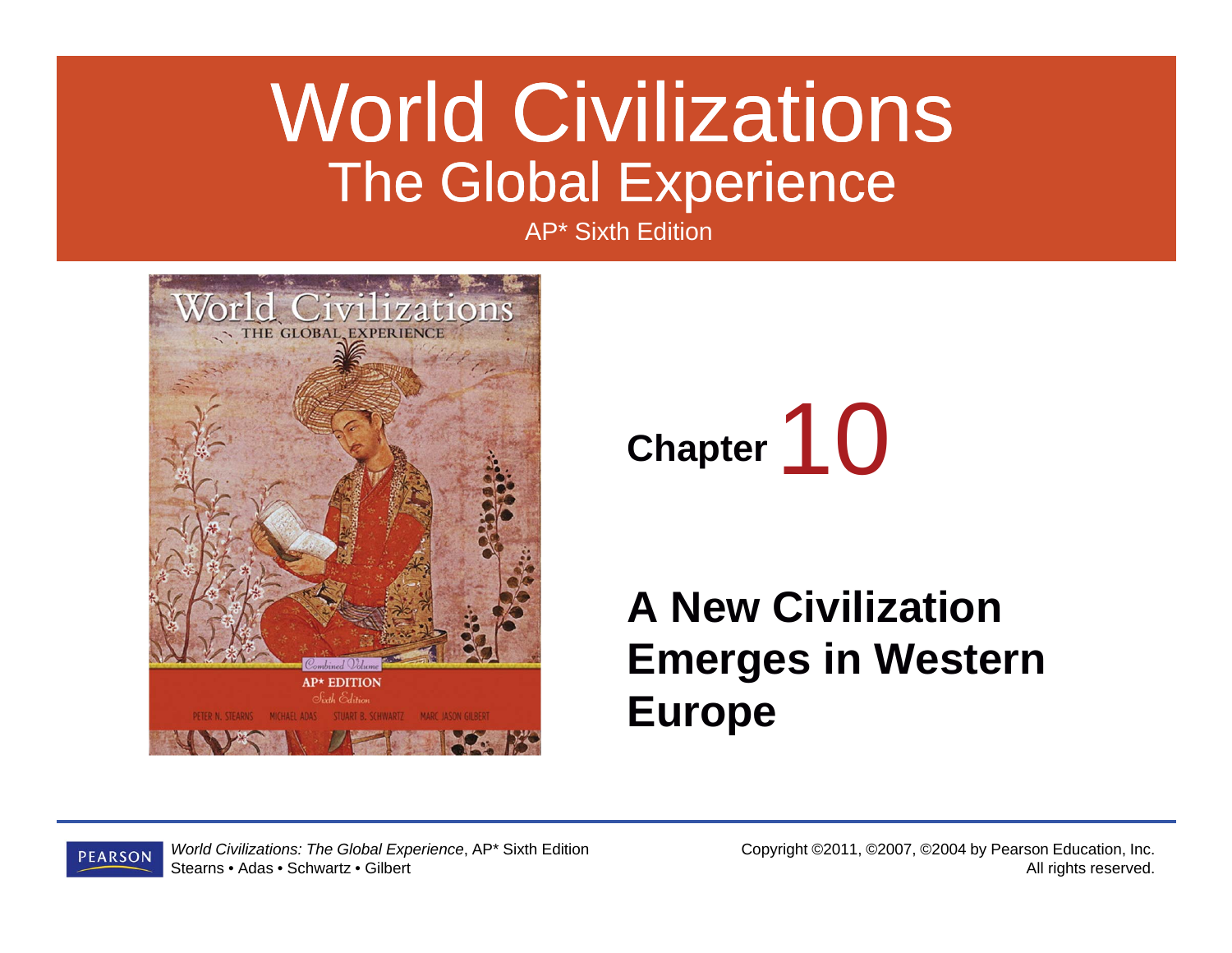# World Civilizations

## The Global Experience

AP* Sixth Edition

**Chapter** 10

## A New Civilization Emerges in Western Europe

*World Civilizations: The Global Experience*, AP* Sixth Edition
Stearns • Adas • Schwartz • Gilbert

Copyright ©2011, ©2007, ©2004 by Pearson Education, Inc.
All rights reserved.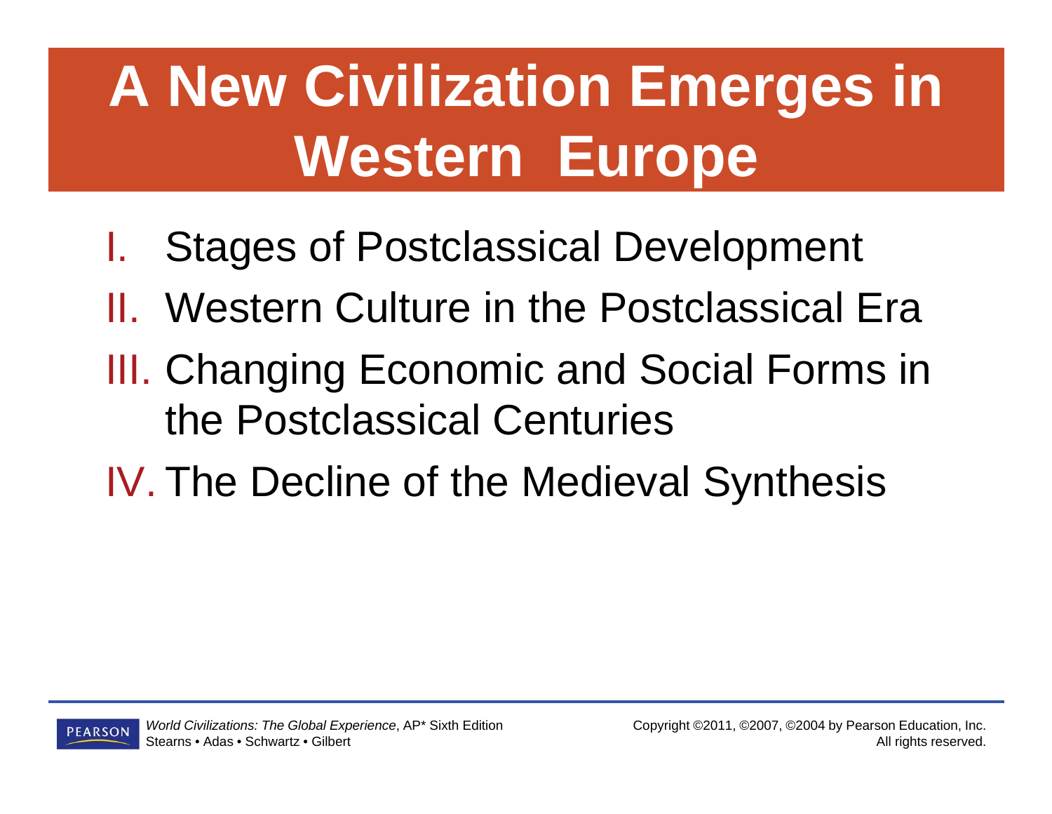# A New Civilization Emerges in Western Europe

I. Stages of Postclassical Development
II. Western Culture in the Postclassical Era
III. Changing Economic and Social Forms in the Postclassical Centuries
IV. The Decline of the Medieval Synthesis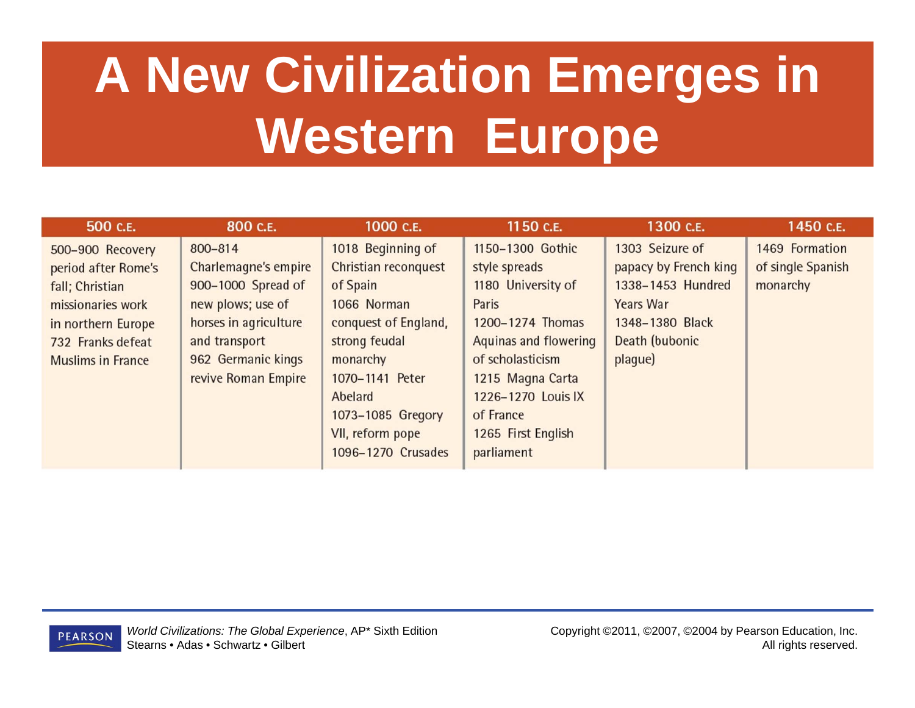# A New Civilization Emerges in Western Europe

| 500 C.E. | 800 C.E. | 1000 C.E. | 1150 C.E. | 1300 C.E. | 1450 C.E. |
|---|---|---|---|---|---|
| 500–900 Recovery period after Rome's fall; Christian missionaries work in northern Europe<br>732 Franks defeat Muslims in France | 800–814 Charlemagne's empire<br>900–1000 Spread of new plows; use of horses in agriculture and transport<br>962 Germanic kings revive Roman Empire | 1018 Beginning of Christian reconquest of Spain<br>1066 Norman conquest of England, strong feudal monarchy<br>1070–1141 Peter Abelard<br>1073–1085 Gregory VII, reform pope<br>1096–1270 Crusades | 1150–1300 Gothic style spreads<br>1180 University of Paris<br>1200–1274 Thomas Aquinas and flowering of scholasticism<br>1215 Magna Carta<br>1226–1270 Louis IX of France<br>1265 First English parliament | 1303 Seizure of papacy by French king<br>1338–1453 Hundred Years War<br>1348–1380 Black Death (bubonic plague) | 1469 Formation of single Spanish monarchy |

*World Civilizations: The Global Experience*, AP* Sixth Edition
Stearns • Adas • Schwartz • Gilbert

Copyright ©2011, ©2007, ©2004 by Pearson Education, Inc.
All rights reserved.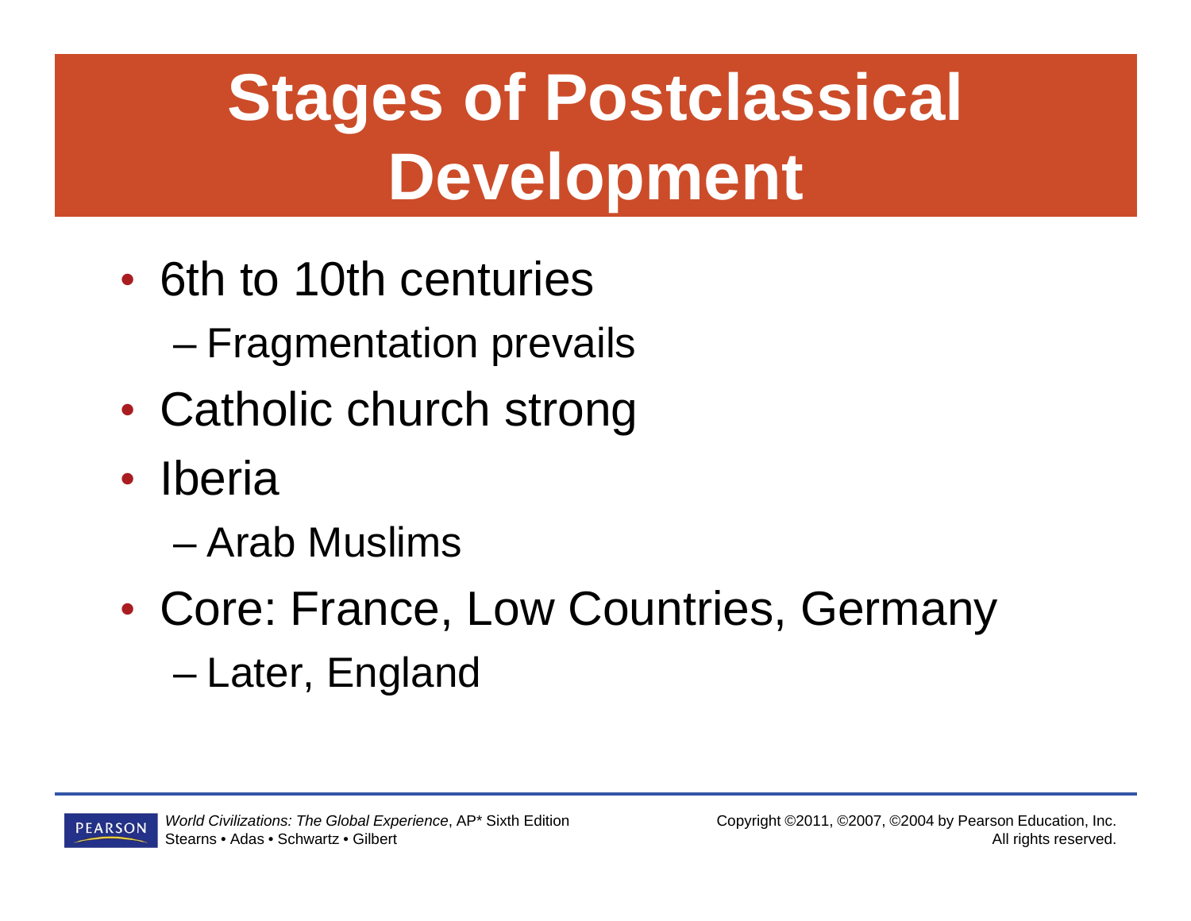# Stages of Postclassical Development

- 6th to 10th centuries
  - Fragmentation prevails
- Catholic church strong
- Iberia
  - Arab Muslims
- Core: France, Low Countries, Germany
  - Later, England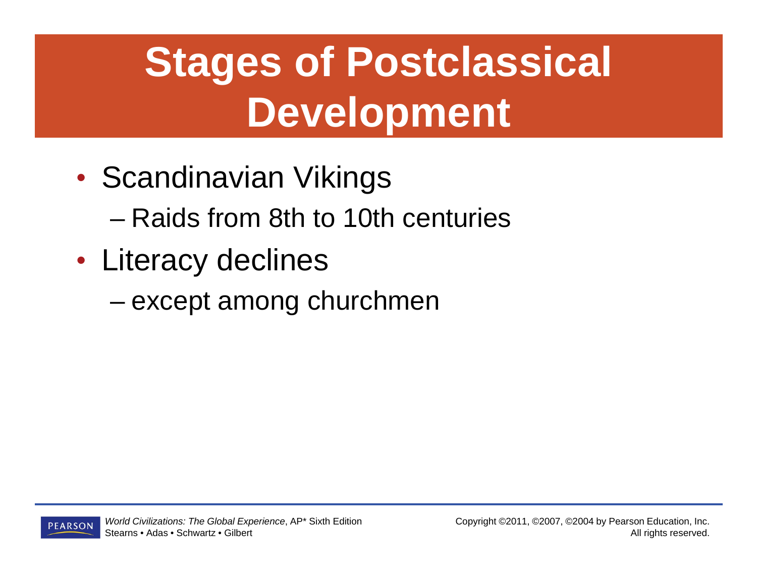# Stages of Postclassical Development

- Scandinavian Vikings
  - Raids from 8th to 10th centuries
- Literacy declines
  - except among churchmen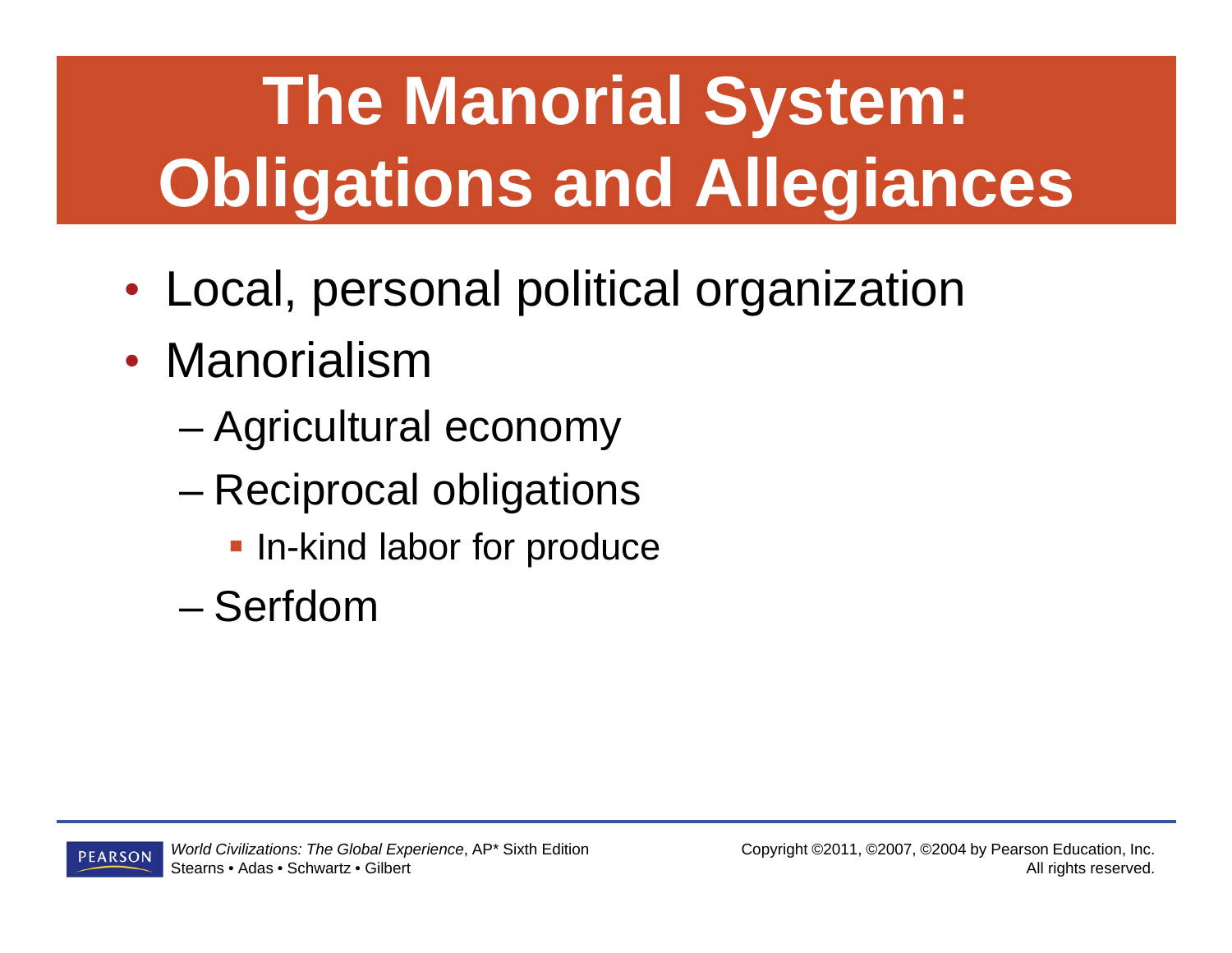# The Manorial System: Obligations and Allegiances

- Local, personal political organization
- Manorialism
  - Agricultural economy
  - Reciprocal obligations
    - In-kind labor for produce
  - Serfdom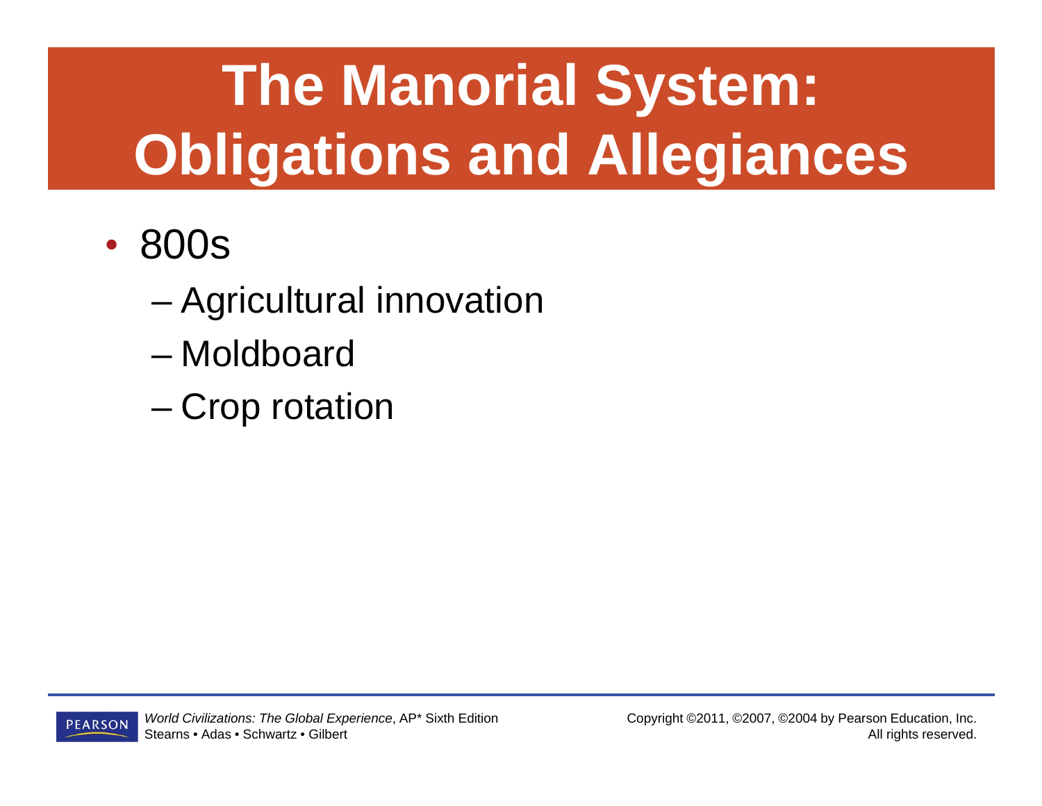# The Manorial System: Obligations and Allegiances

- 800s
  - Agricultural innovation
  - Moldboard
  - Crop rotation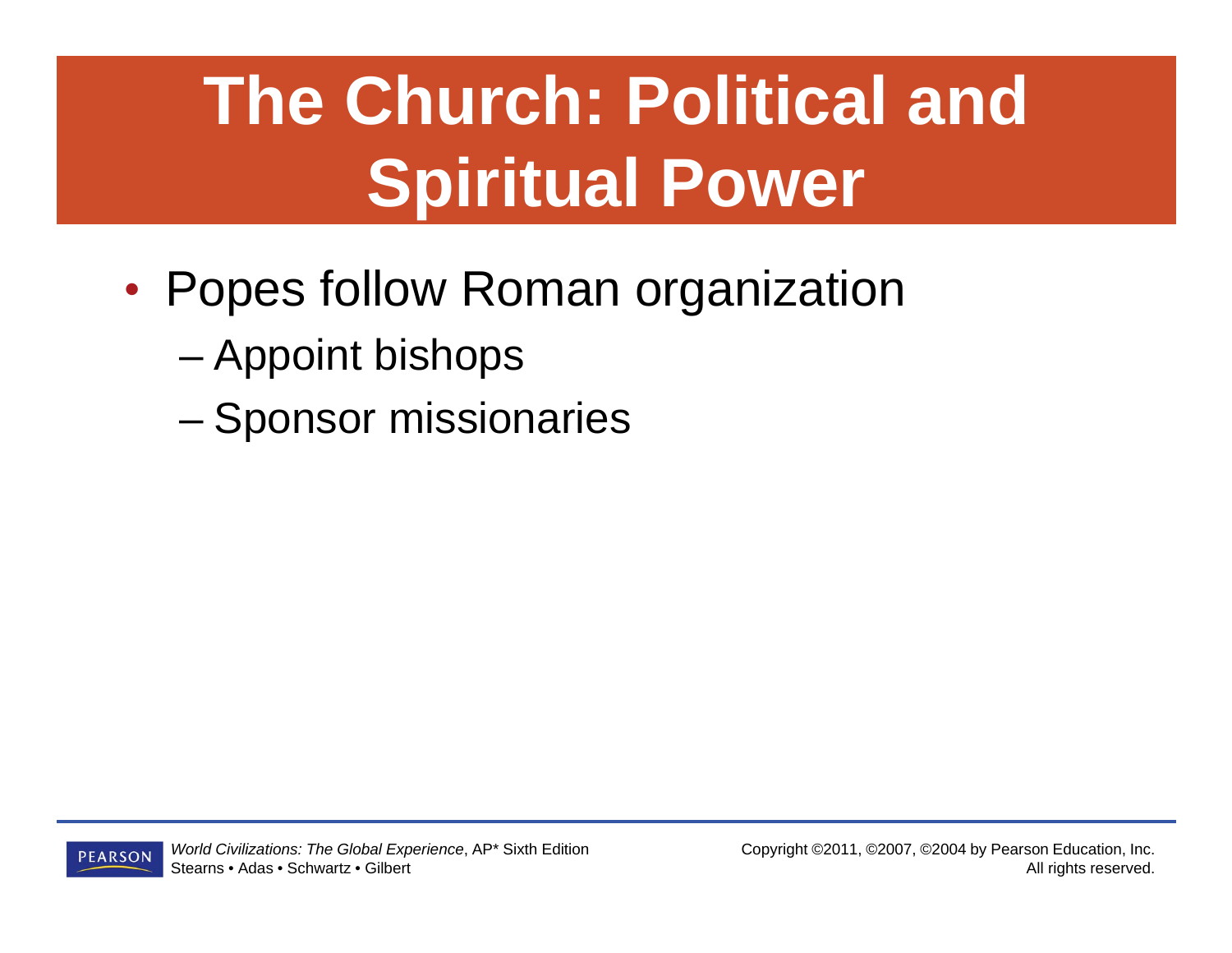# The Church: Political and Spiritual Power

- Popes follow Roman organization
  - Appoint bishops
  - Sponsor missionaries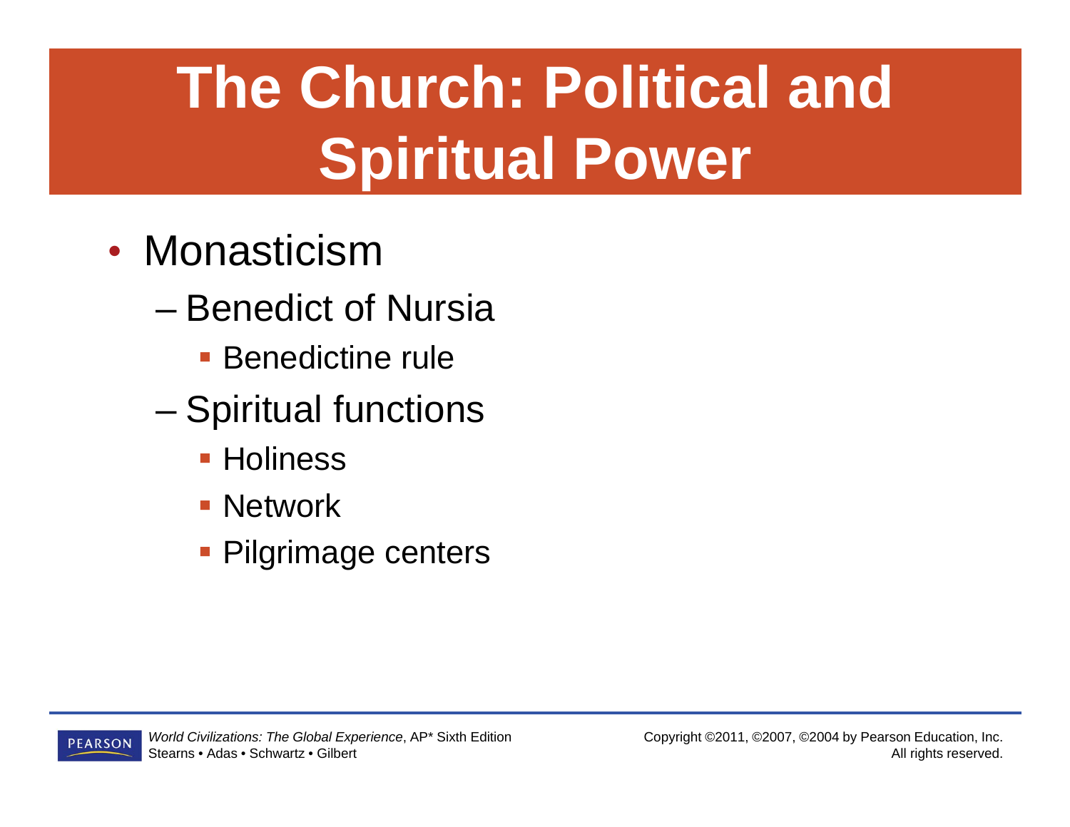# The Church: Political and Spiritual Power

- Monasticism
  - Benedict of Nursia
    - Benedictine rule
  - Spiritual functions
    - Holiness
    - Network
    - Pilgrimage centers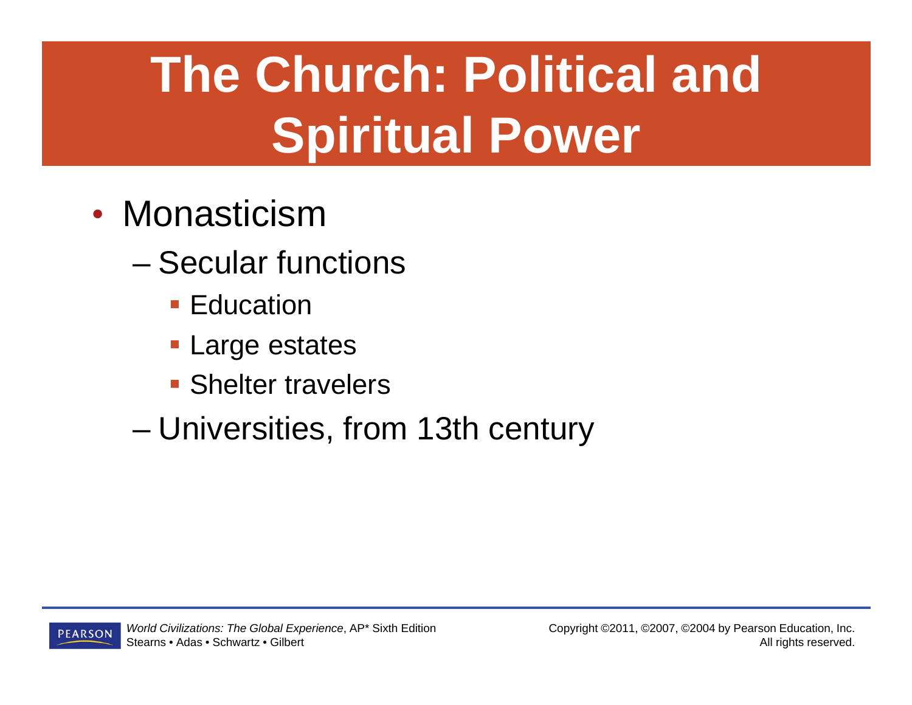# The Church: Political and Spiritual Power

- Monasticism
  - Secular functions
    - Education
    - Large estates
    - Shelter travelers
  - Universities, from 13th century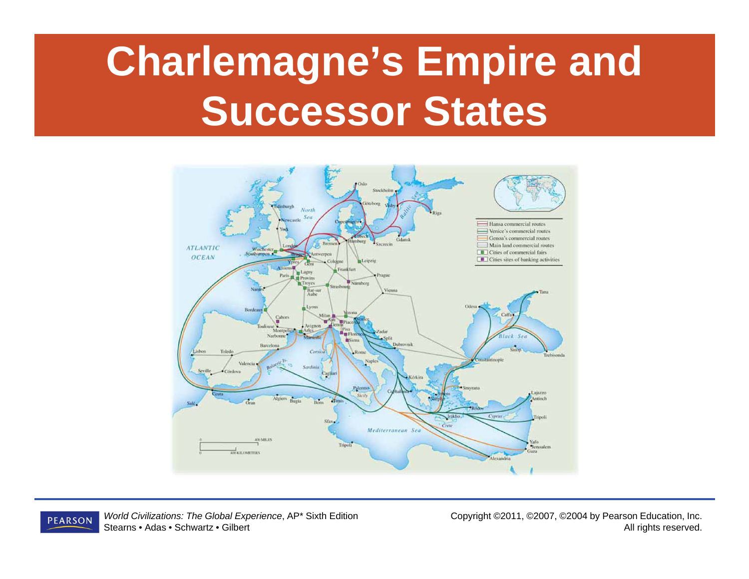# Charlemagne's Empire and Successor States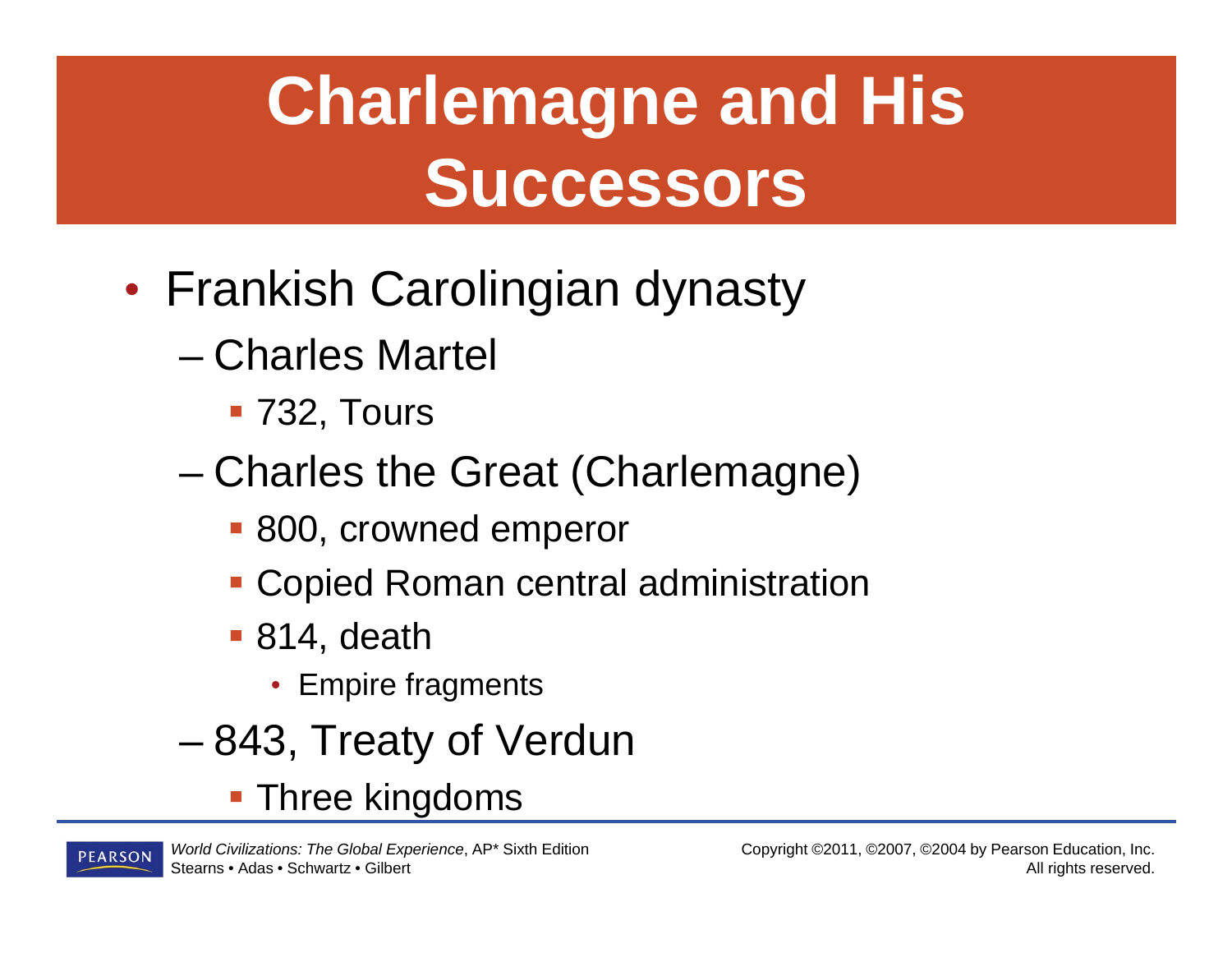# Charlemagne and His Successors

- Frankish Carolingian dynasty
  - Charles Martel
    - 732, Tours
  - Charles the Great (Charlemagne)
    - 800, crowned emperor
    - Copied Roman central administration
    - 814, death
      - Empire fragments
  - 843, Treaty of Verdun
    - Three kingdoms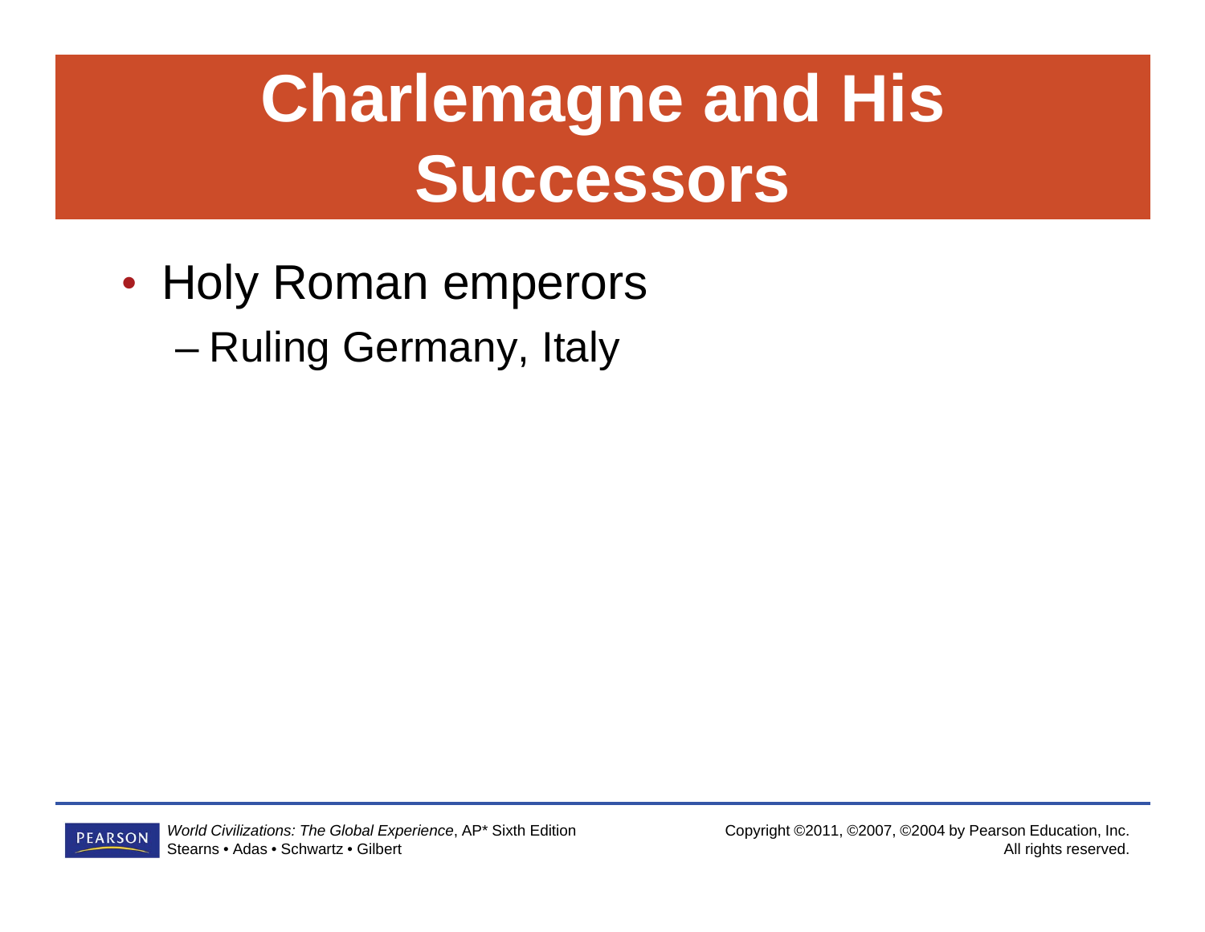# Charlemagne and His Successors

- Holy Roman emperors
  - Ruling Germany, Italy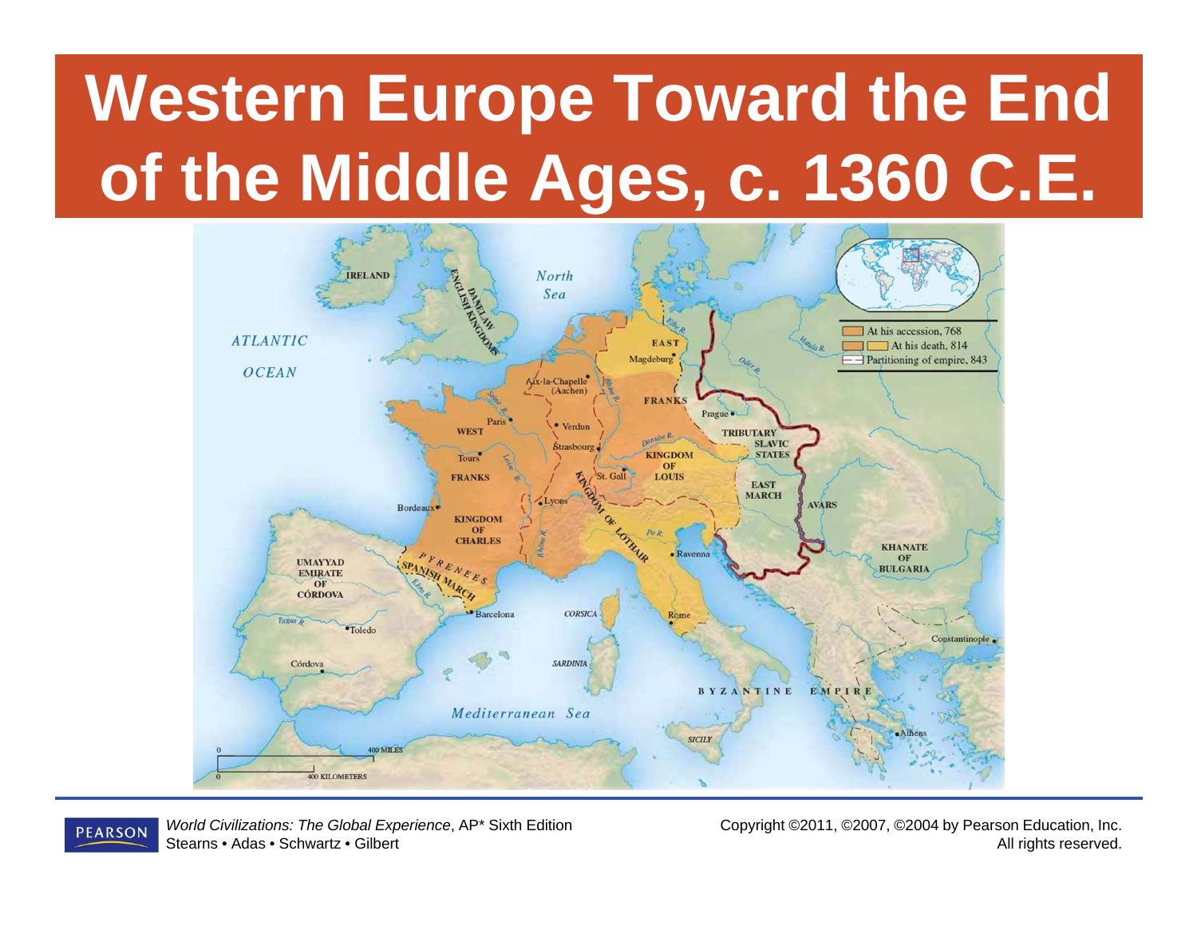# Western Europe Toward the End of the Middle Ages, c. 1360 C.E.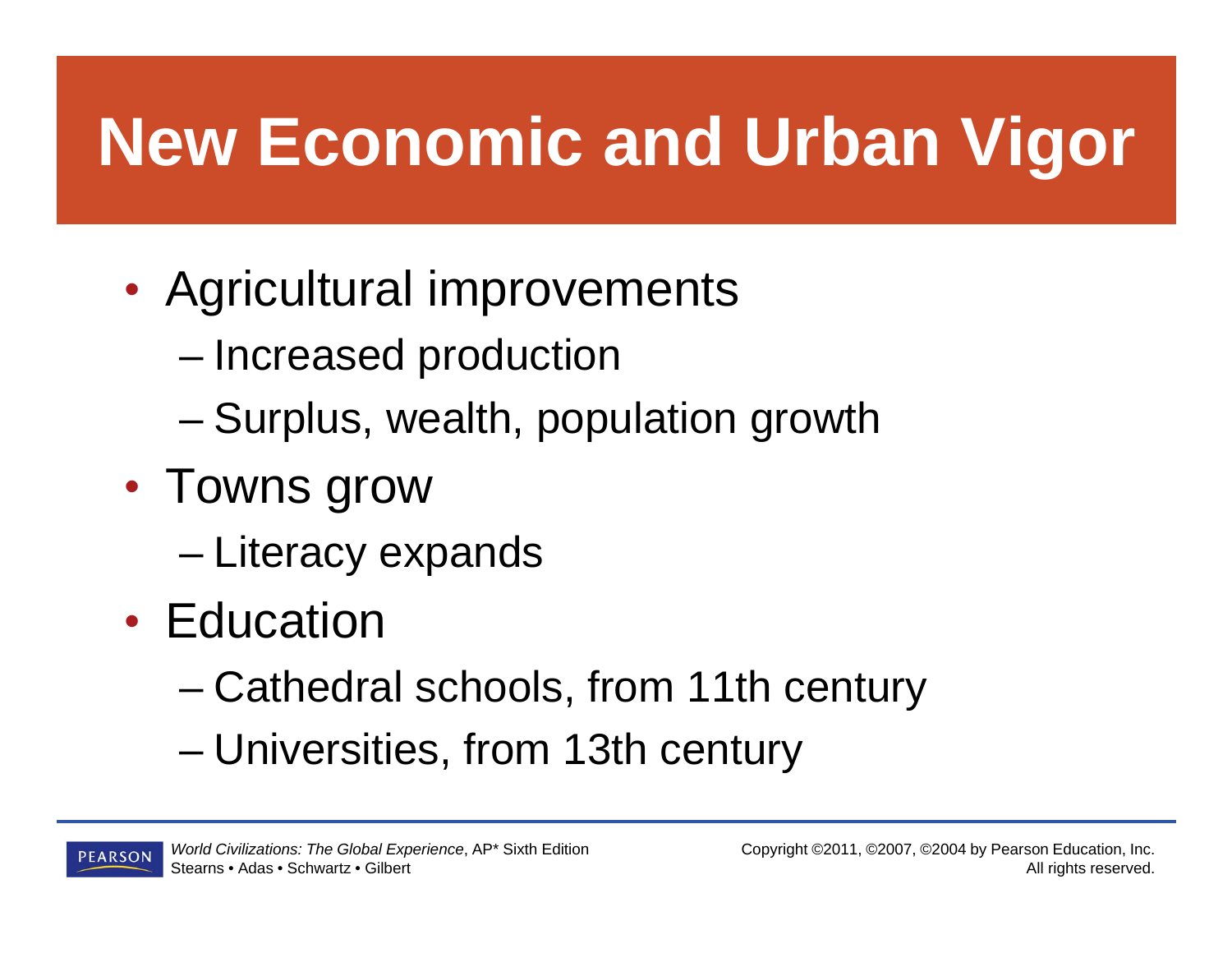# New Economic and Urban Vigor

- Agricultural improvements
  - Increased production
  - Surplus, wealth, population growth
- Towns grow
  - Literacy expands
- Education
  - Cathedral schools, from 11th century
  - Universities, from 13th century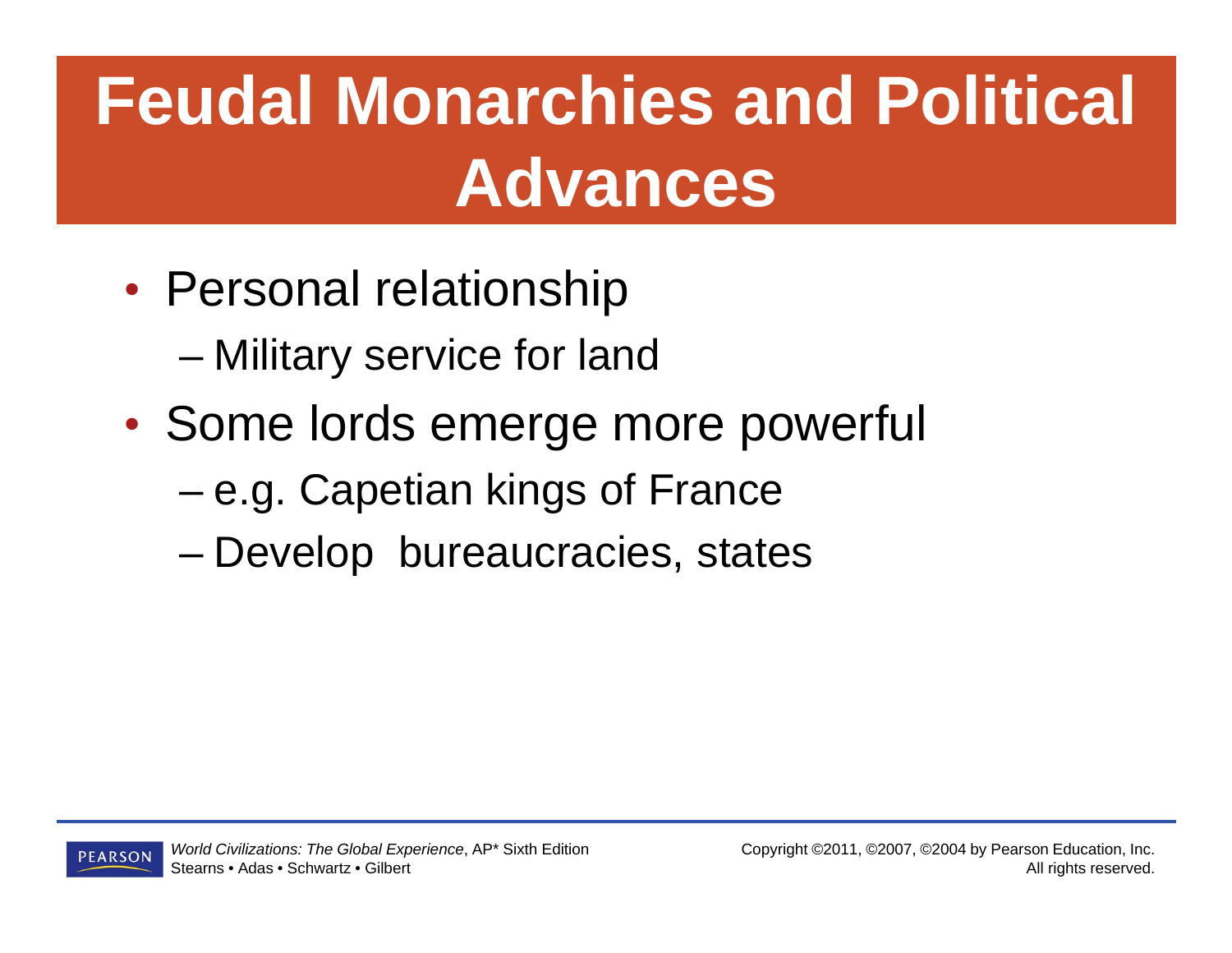# Feudal Monarchies and Political Advances

- Personal relationship
  - Military service for land
- Some lords emerge more powerful
  - e.g. Capetian kings of France
  - Develop bureaucracies, states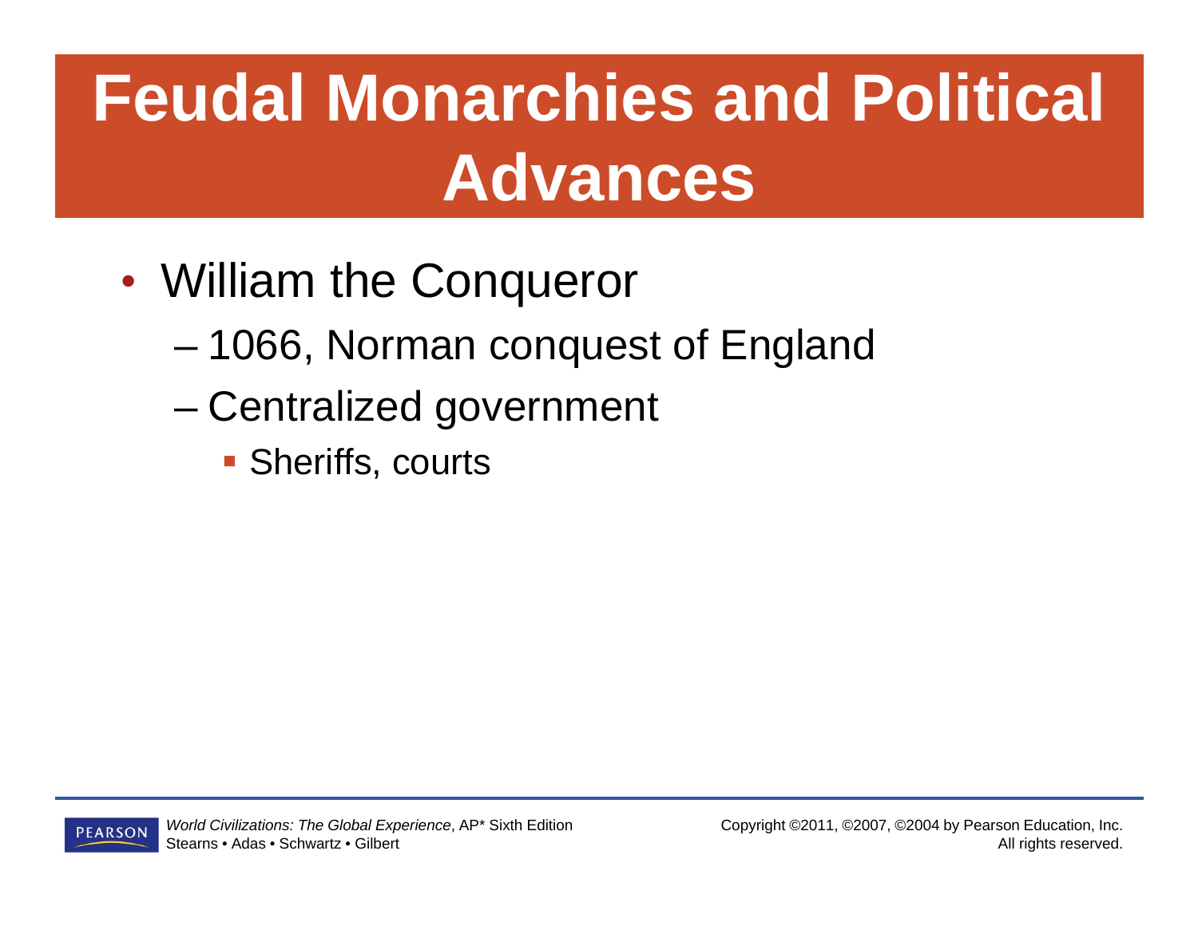# Feudal Monarchies and Political Advances

- William the Conqueror
  - 1066, Norman conquest of England
  - Centralized government
    - Sheriffs, courts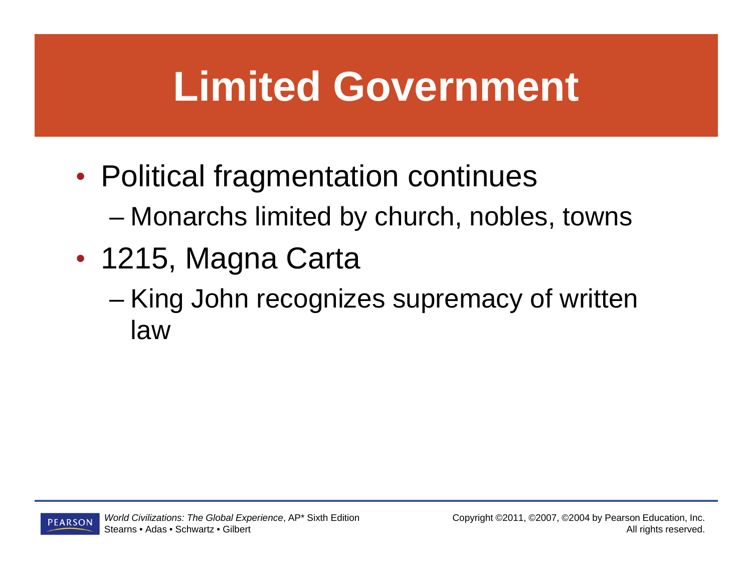# Limited Government

- Political fragmentation continues
  - Monarchs limited by church, nobles, towns
- 1215, Magna Carta
  - King John recognizes supremacy of written law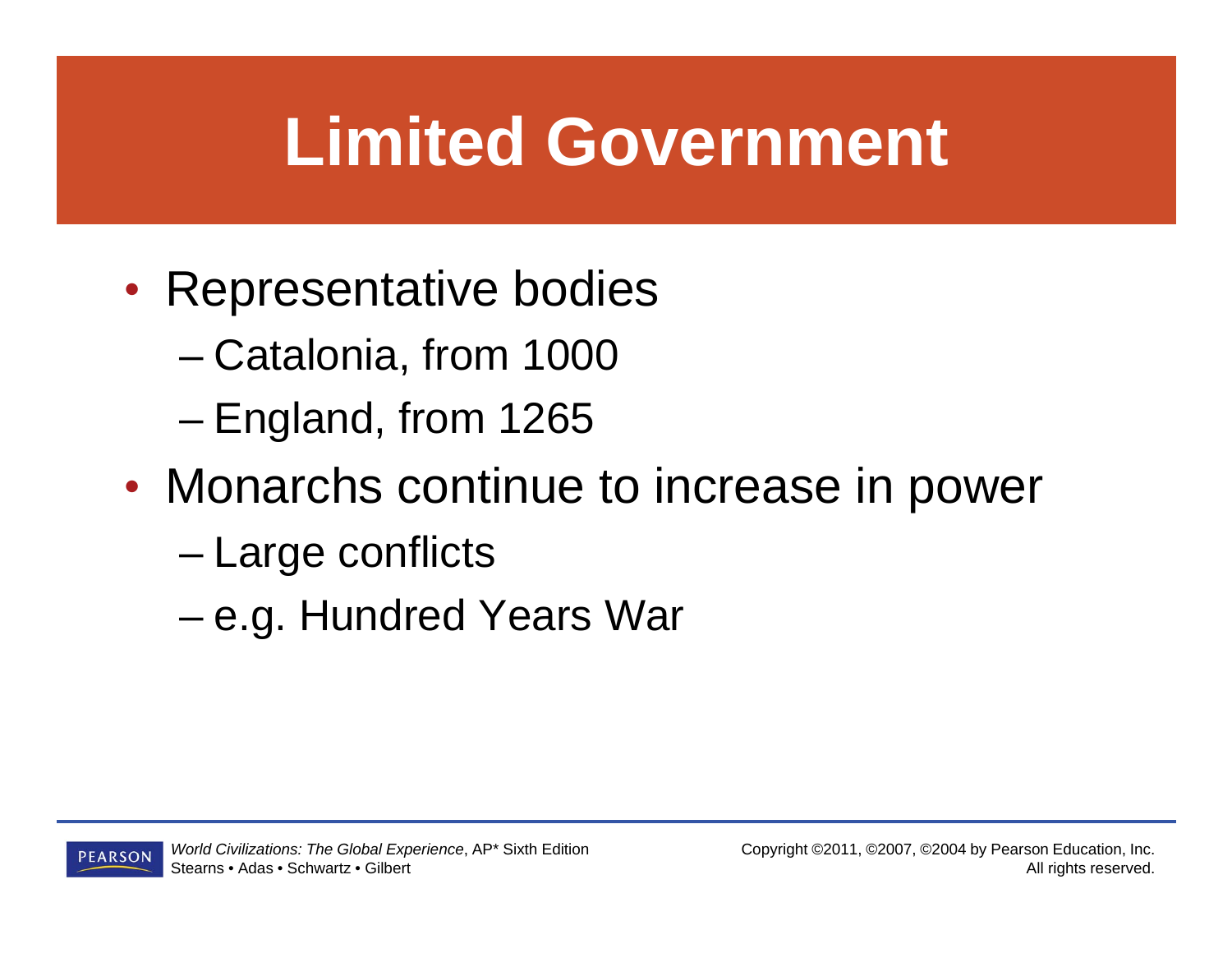# Limited Government

- Representative bodies
  - Catalonia, from 1000
  - England, from 1265
- Monarchs continue to increase in power
  - Large conflicts
  - e.g. Hundred Years War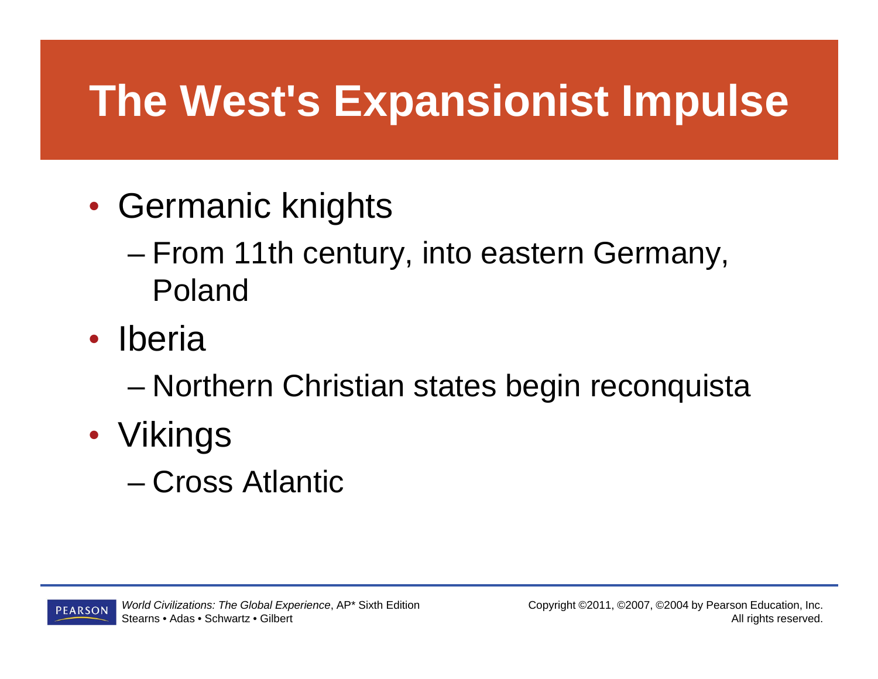# The West's Expansionist Impulse

- Germanic knights
  - From 11th century, into eastern Germany, Poland
- Iberia
  - Northern Christian states begin reconquista
- Vikings
  - Cross Atlantic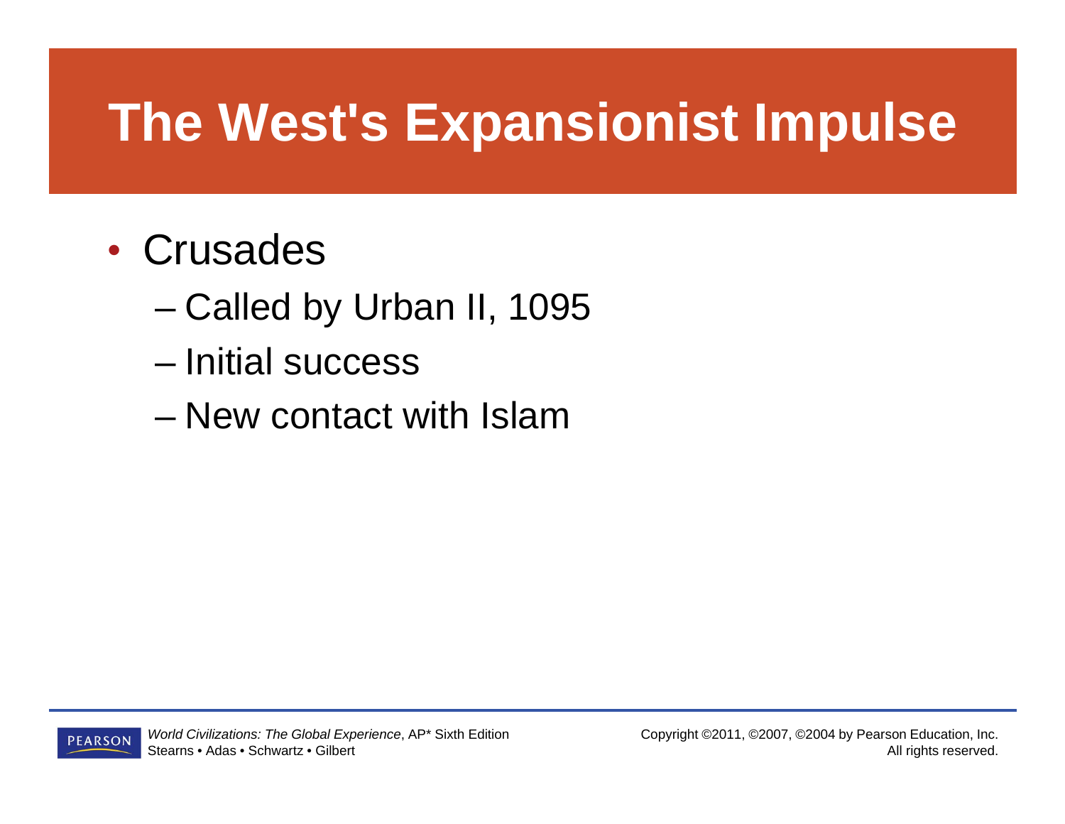# The West's Expansionist Impulse

- Crusades
  - Called by Urban II, 1095
  - Initial success
  - New contact with Islam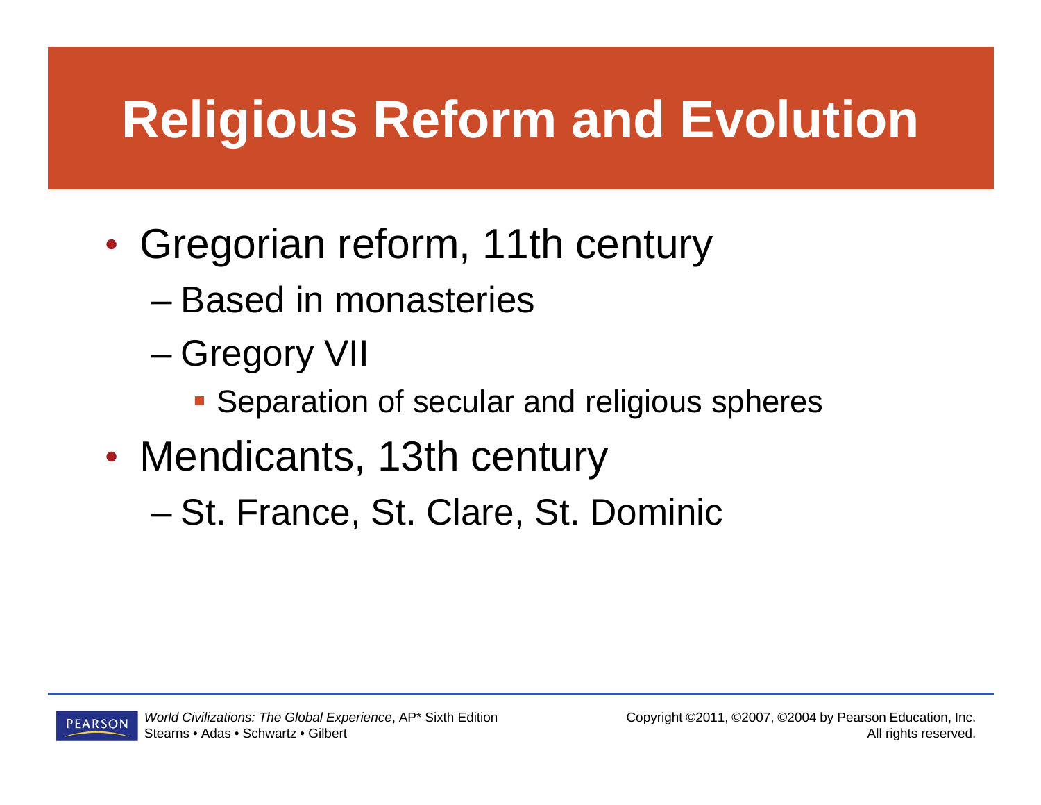# Religious Reform and Evolution

- Gregorian reform, 11th century
  - Based in monasteries
  - Gregory VII
    - Separation of secular and religious spheres
- Mendicants, 13th century
  - St. France, St. Clare, St. Dominic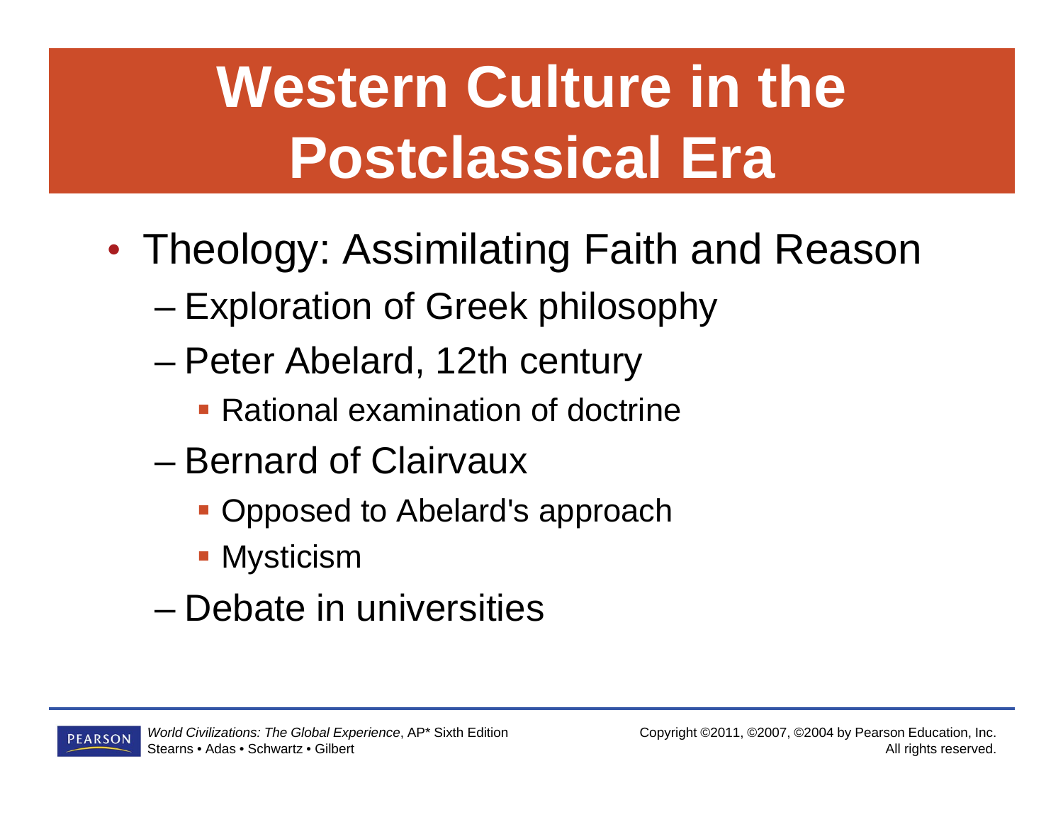# Western Culture in the Postclassical Era

- Theology: Assimilating Faith and Reason
  - Exploration of Greek philosophy
  - Peter Abelard, 12th century
    - Rational examination of doctrine
  - Bernard of Clairvaux
    - Opposed to Abelard's approach
    - Mysticism
  - Debate in universities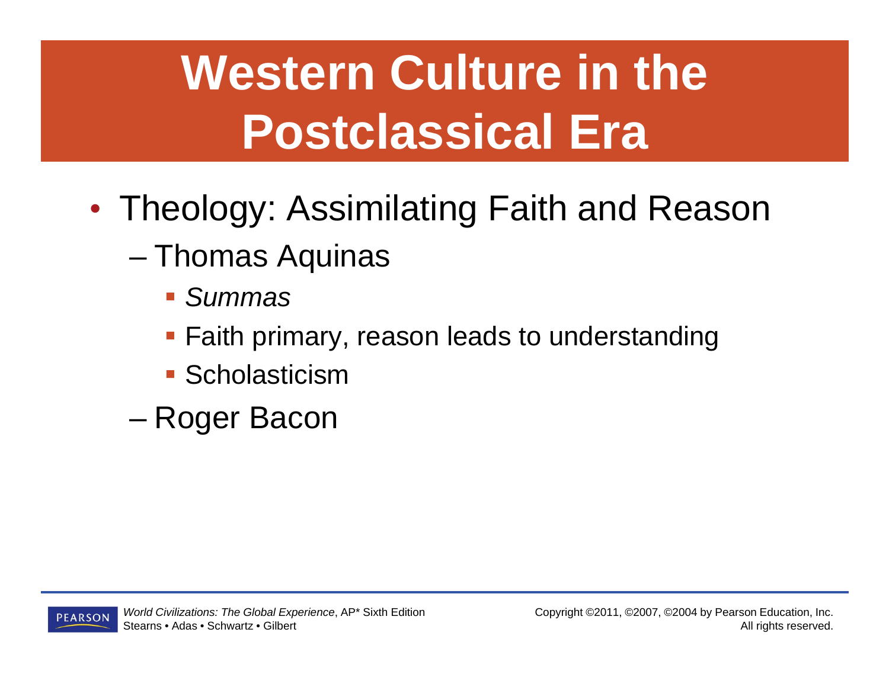# Western Culture in the Postclassical Era

- Theology: Assimilating Faith and Reason
  - Thomas Aquinas
    - *Summas*
    - Faith primary, reason leads to understanding
    - Scholasticism
  - Roger Bacon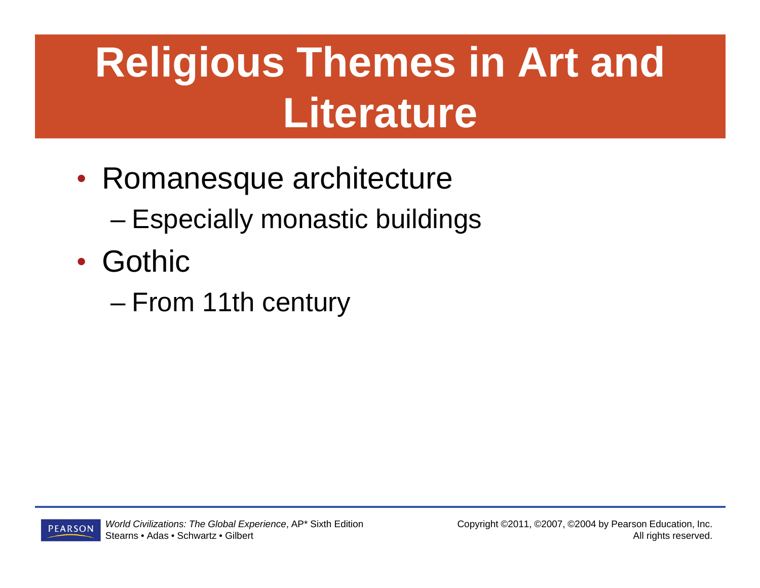# Religious Themes in Art and Literature

- Romanesque architecture
  - Especially monastic buildings
- Gothic
  - From 11th century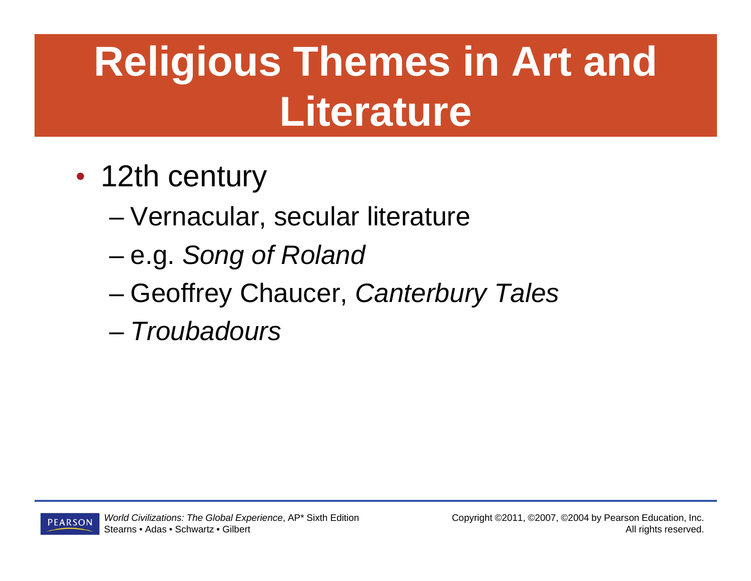# Religious Themes in Art and Literature

- 12th century
  - Vernacular, secular literature
  - e.g. *Song of Roland*
  - Geoffrey Chaucer, *Canterbury Tales*
  - *Troubadours*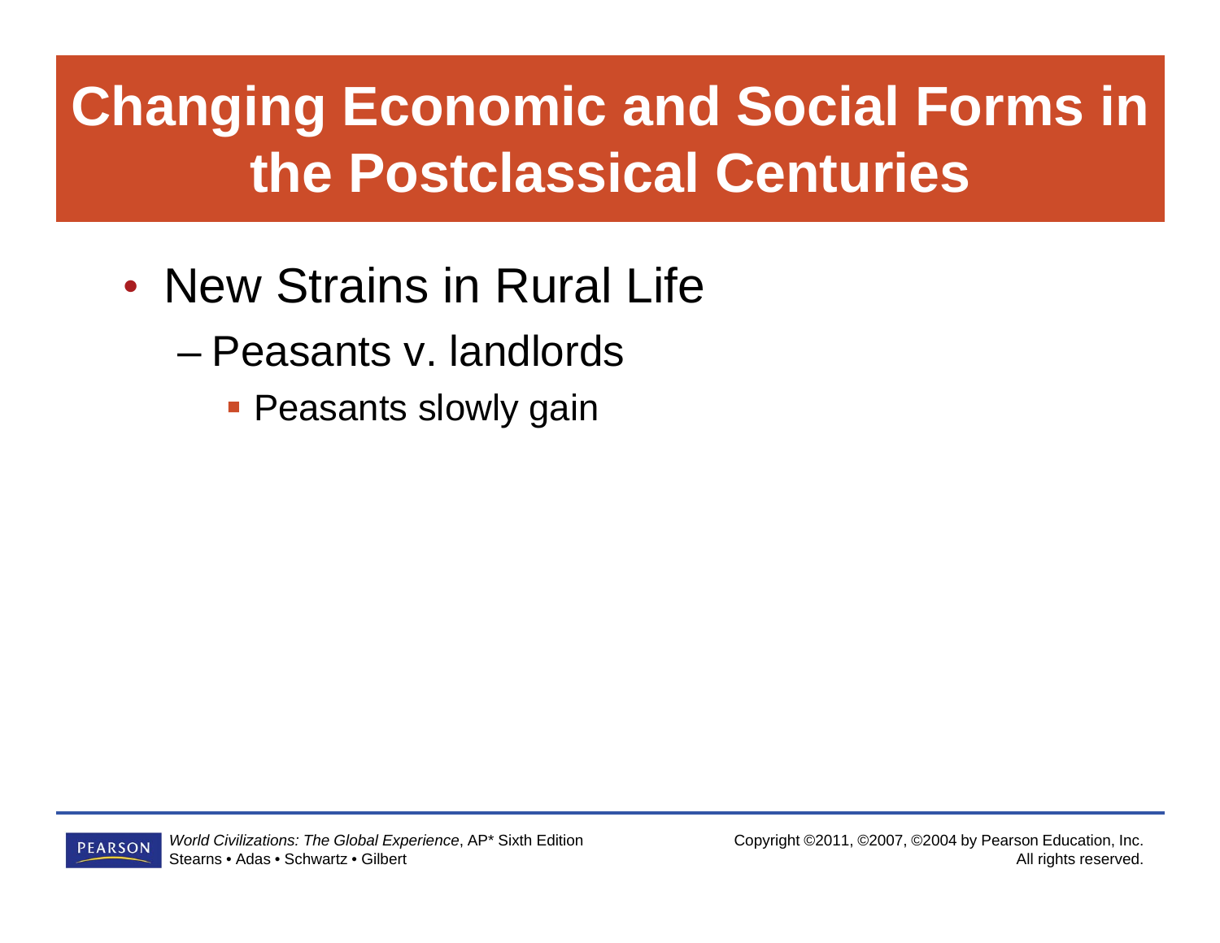# Changing Economic and Social Forms in the Postclassical Centuries

- New Strains in Rural Life
  - Peasants v. landlords
    - Peasants slowly gain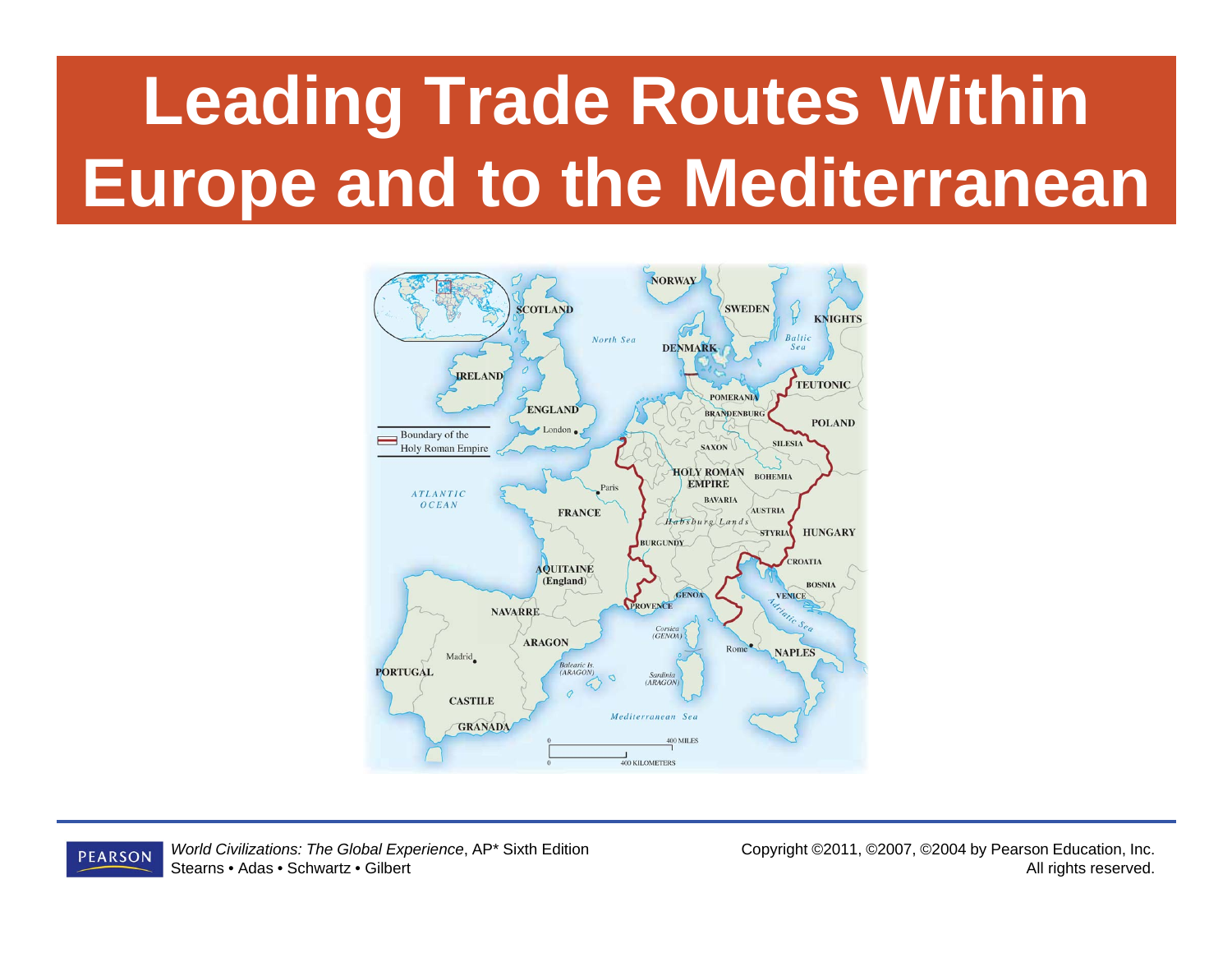# Leading Trade Routes Within Europe and to the Mediterranean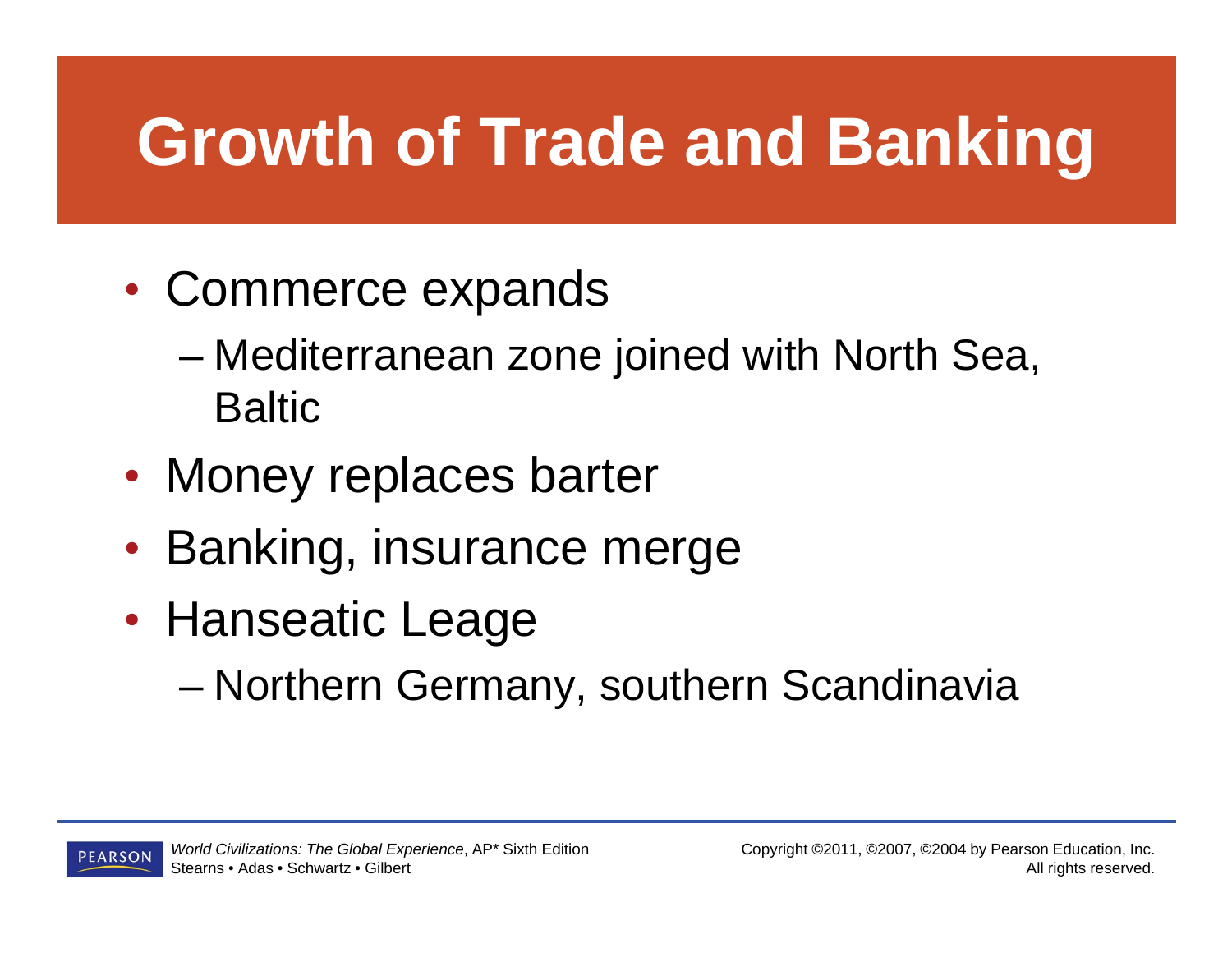# Growth of Trade and Banking

- Commerce expands
  - Mediterranean zone joined with North Sea, Baltic
- Money replaces barter
- Banking, insurance merge
- Hanseatic Leage
  - Northern Germany, southern Scandinavia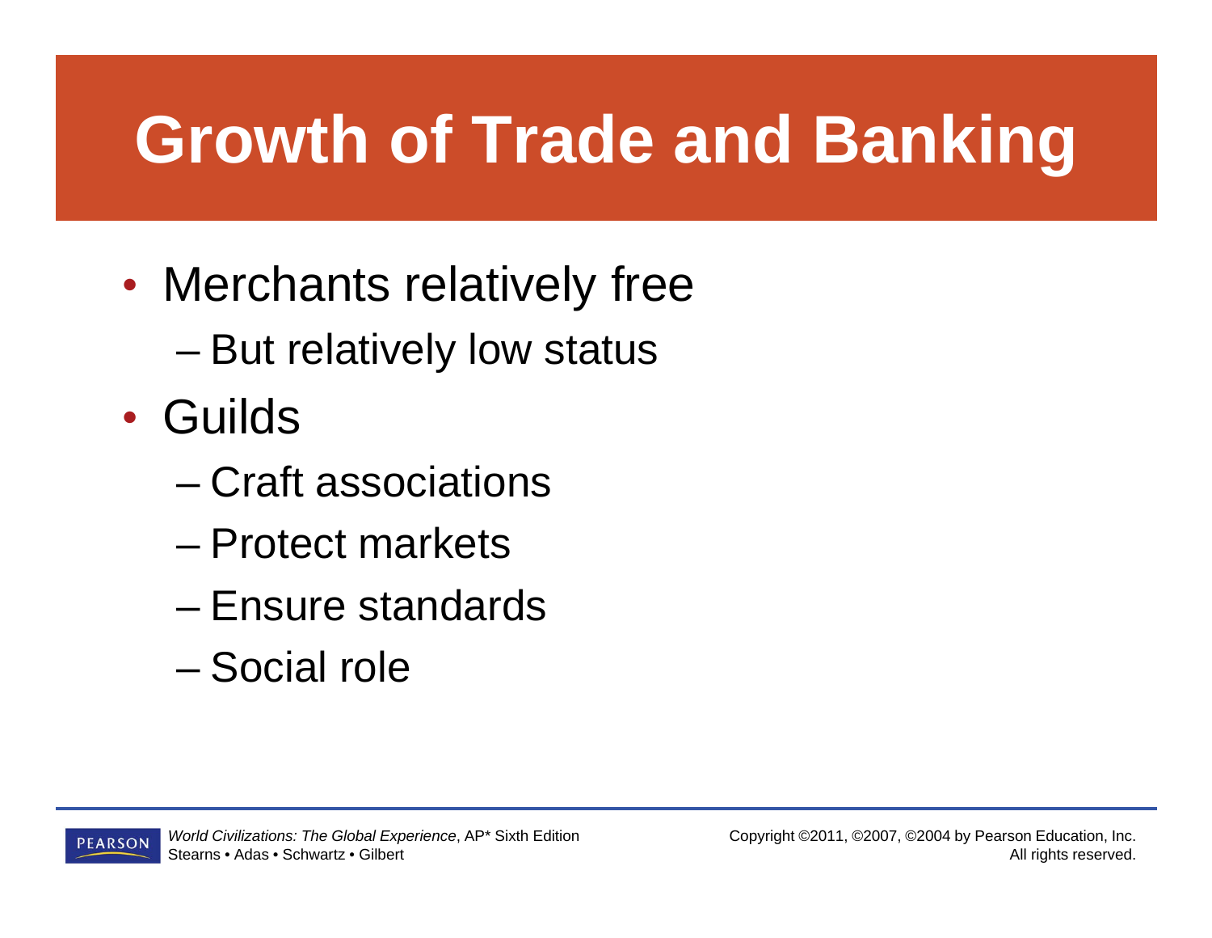# Growth of Trade and Banking

- Merchants relatively free
  - But relatively low status
- Guilds
  - Craft associations
  - Protect markets
  - Ensure standards
  - Social role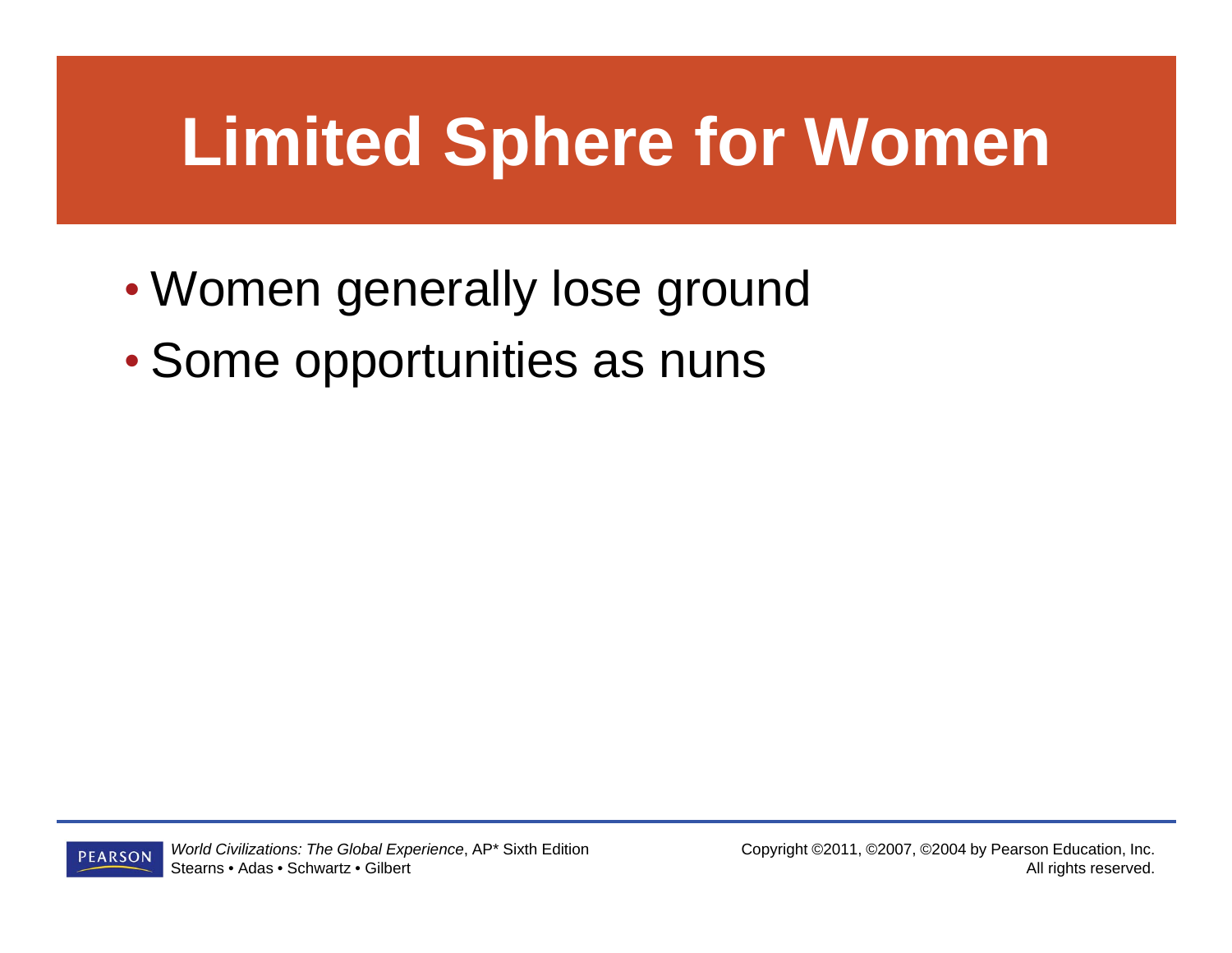# Limited Sphere for Women

- Women generally lose ground
- Some opportunities as nuns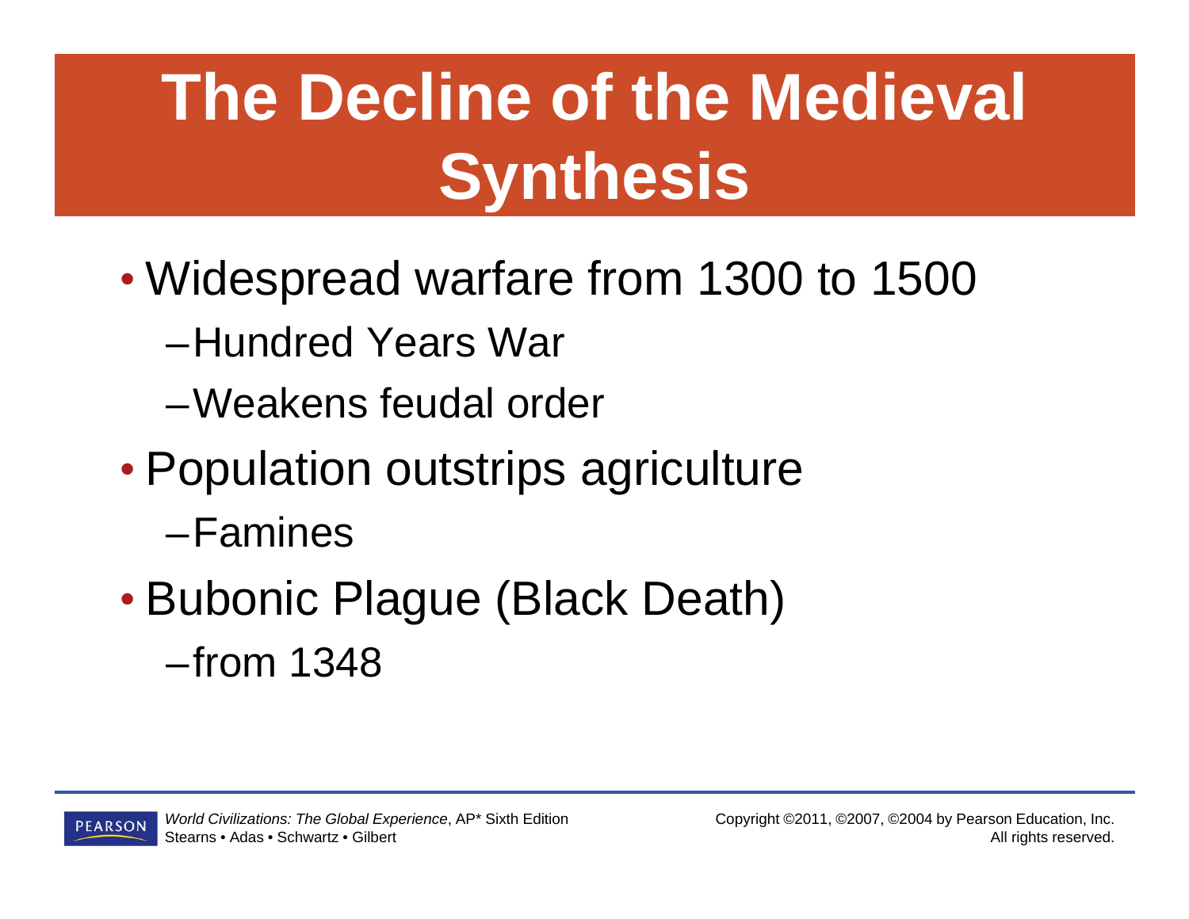# The Decline of the Medieval Synthesis

- Widespread warfare from 1300 to 1500
  - Hundred Years War
  - Weakens feudal order
- Population outstrips agriculture
  - Famines
- Bubonic Plague (Black Death)
  - from 1348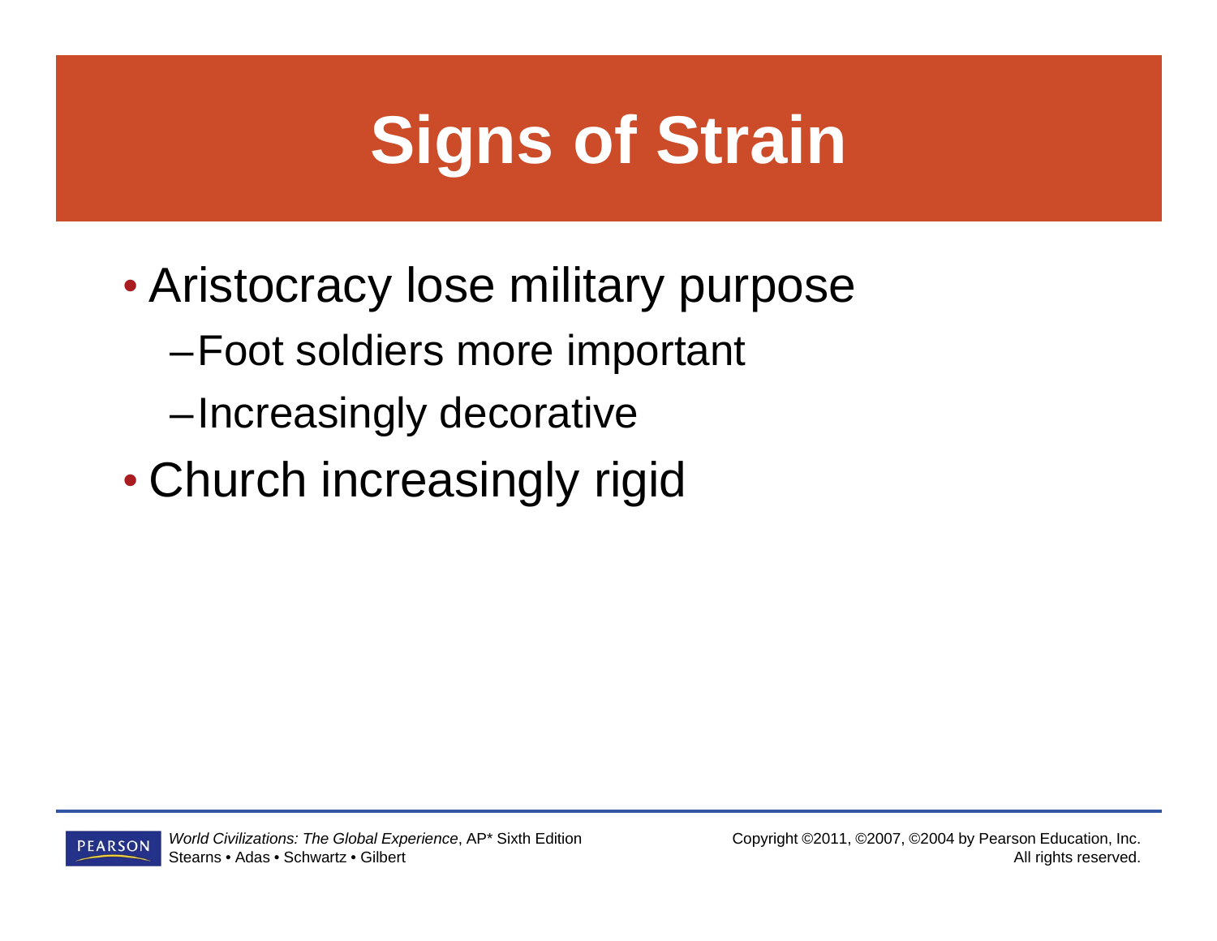# Signs of Strain

- Aristocracy lose military purpose
  - Foot soldiers more important
  - Increasingly decorative
- Church increasingly rigid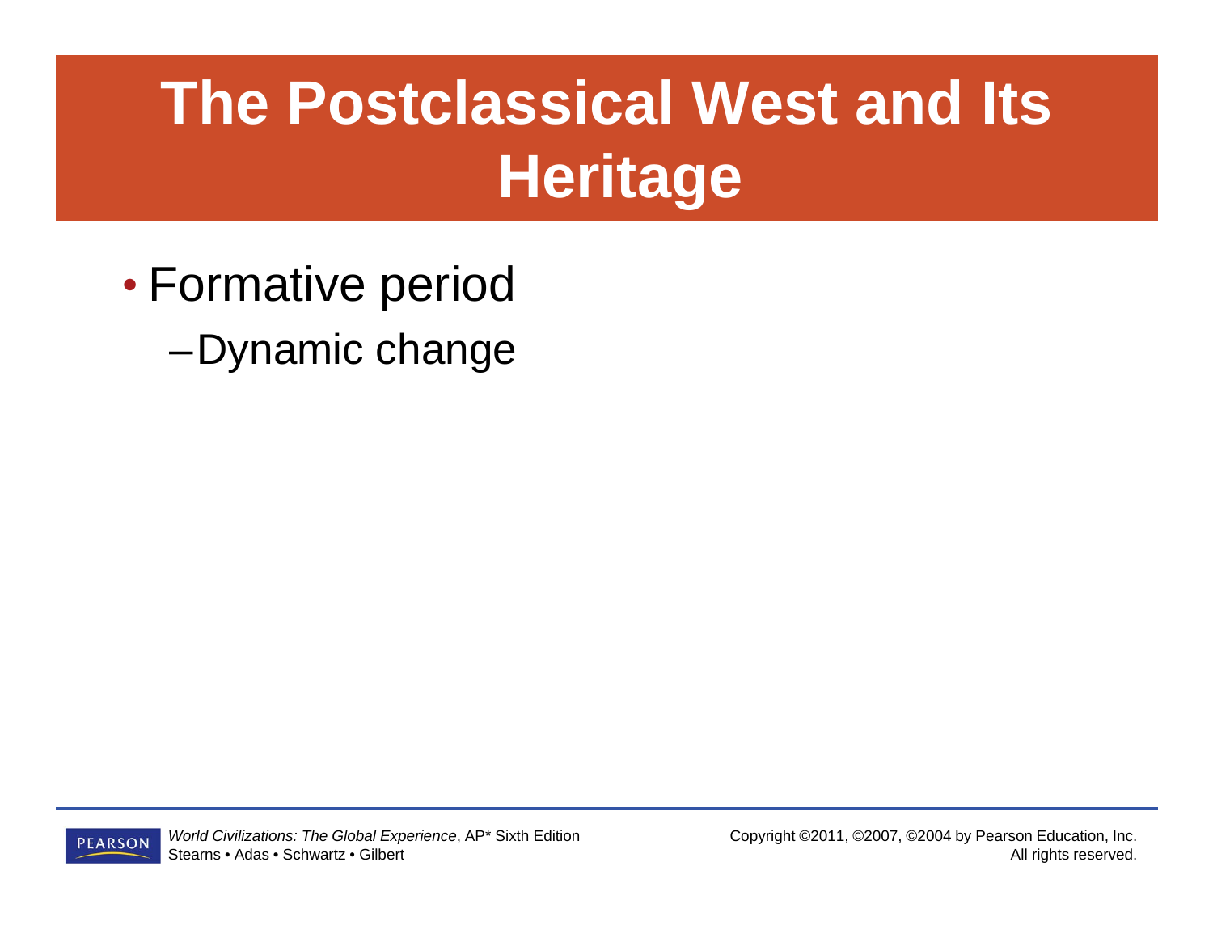# The Postclassical West and Its Heritage

- Formative period
  - Dynamic change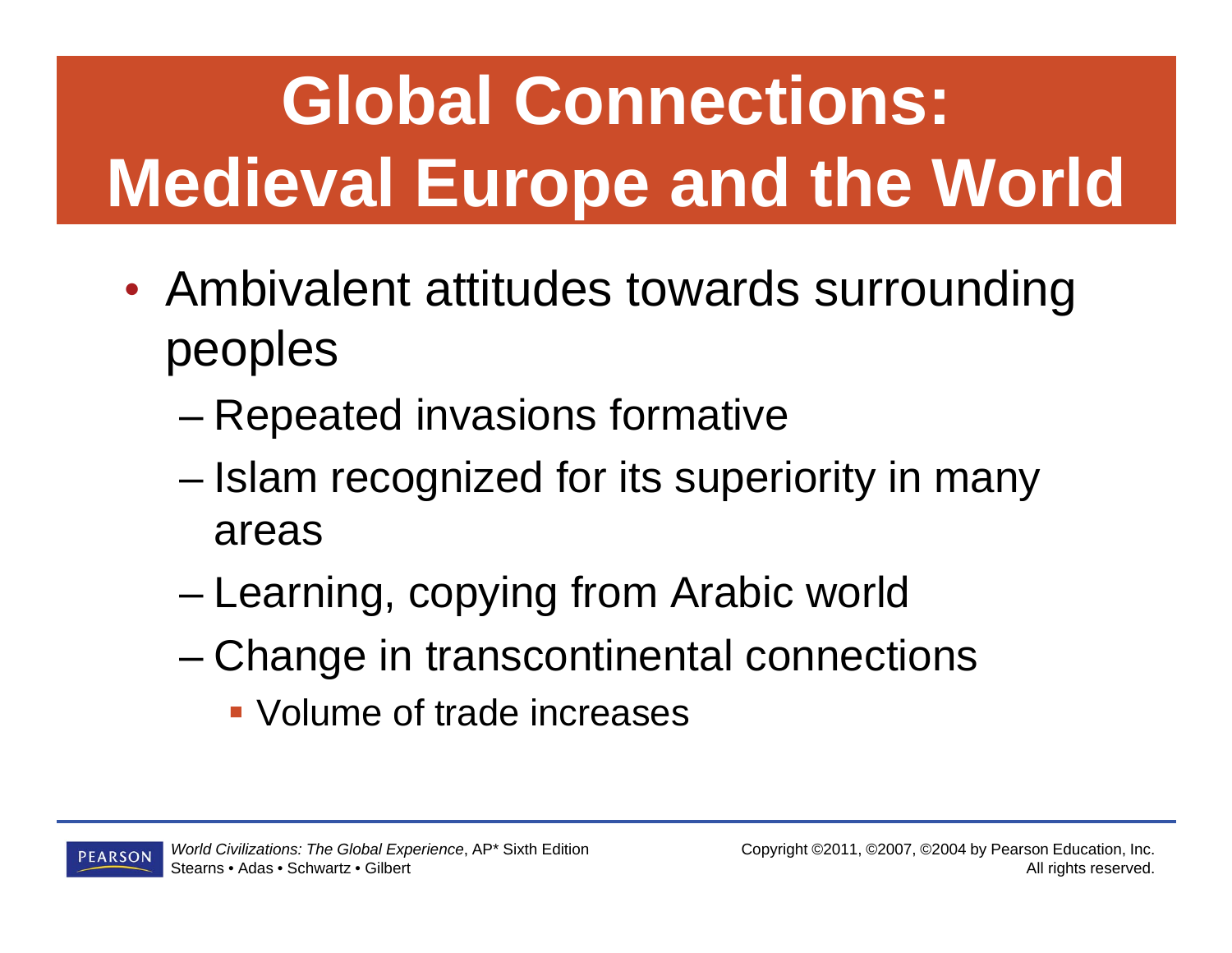# Global Connections: Medieval Europe and the World

- Ambivalent attitudes towards surrounding peoples
  - Repeated invasions formative
  - Islam recognized for its superiority in many areas
  - Learning, copying from Arabic world
  - Change in transcontinental connections
    - Volume of trade increases